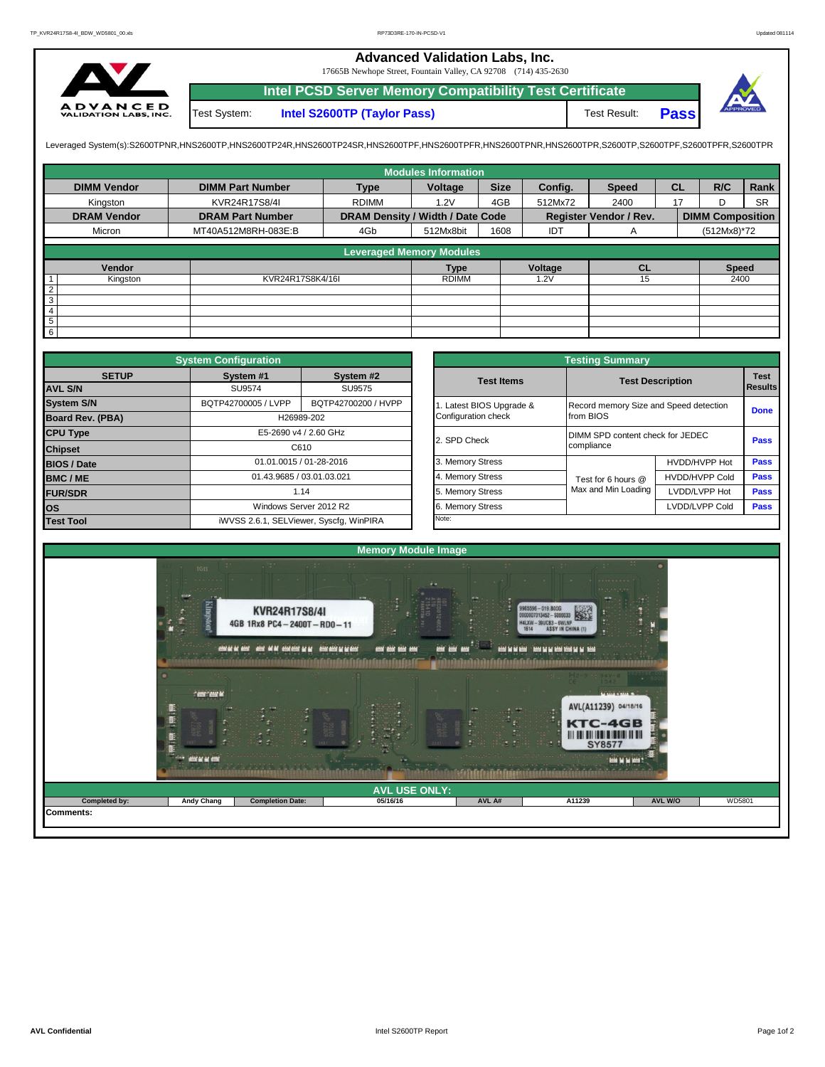# Advanced Validation Labs, Inc.

17665B Newhope Street, Fountain Valley, CA 92708 (714) 435-2630

## Intel PCSD Server Memory Compatibility Test Certificate

| Test System: | Intel S2600TP (Taylor Pass) | Test Result: | **Pass** |
|---|---|---|---|

Leveraged System(s):S2600TPNR,HNS2600TP,HNS2600TP24R,HNS2600TP24SR,HNS2600TPF,HNS2600TPFR,HNS2600TPNR,HNS2600TPR,S2600TP,S2600TPF,S2600TPFR,S2600TPR

### Modules Information

| DIMM Vendor | DIMM Part Number | Type | Voltage | Size | Config. | Speed | CL | R/C | Rank |
|---|---|---|---|---|---|---|---|---|---|
| Kingston | KVR24R17S8/4I | RDIMM | 1.2V | 4GB | 512Mx72 | 2400 | 17 | D | SR |
| **DRAM Vendor** | **DRAM Part Number** | **DRAM Density / Width / Date Code** | | | **Register Vendor / Rev.** | | **DIMM Composition** | | |
| Micron | MT40A512M8RH-083E:B | 4Gb | 512Mx8bit | 1608 | IDT | A | (512Mx8)*72 | | |

### Leveraged Memory Modules

| | Vendor | | Type | Voltage | CL | Speed |
|---|---|---|---|---|---|---|
| 1 | Kingston | KVR24R17S8K4/16I | RDIMM | 1.2V | 15 | 2400 |
| 2 | | | | | | |
| 3 | | | | | | |
| 4 | | | | | | |
| 5 | | | | | | |
| 6 | | | | | | |

### System Configuration

| SETUP | System #1 | System #2 |
|---|---|---|
| AVL S/N | SU9574 | SU9575 |
| System S/N | BQTP42700005 / LVPP | BQTP42700200 / HVPP |
| Board Rev. (PBA) | H26989-202 | |
| CPU Type | E5-2690 v4 / 2.60 GHz | |
| Chipset | C610 | |
| BIOS / Date | 01.01.0015 / 01-28-2016 | |
| BMC / ME | 01.43.9685 / 03.01.03.021 | |
| FUR/SDR | 1.14 | |
| OS | Windows Server 2012 R2 | |
| Test Tool | iWVSS 2.6.1, SELViewer, Syscfg, WinPIRA | |

### Testing Summary

| Test Items | Test Description | | Test Results |
|---|---|---|---|
| 1. Latest BIOS Upgrade & Configuration check | Record memory Size and Speed detection from BIOS | | Done |
| 2. SPD Check | DIMM SPD content check for JEDEC compliance | | Pass |
| 3. Memory Stress | Test for 6 hours @ Max and Min Loading | HVDD/HVPP Hot | Pass |
| 4. Memory Stress | | HVDD/HVPP Cold | Pass |
| 5. Memory Stress | | LVDD/LVPP Hot | Pass |
| 6. Memory Stress | | LVDD/LVPP Cold | Pass |

Note:

### Memory Module Image

### AVL USE ONLY:

| Completed by: | Andy Chang | Completion Date: | 05/16/16 | AVL A# | A11239 | AVL W/O | WD5801 |
|---|---|---|---|---|---|---|---|

Comments: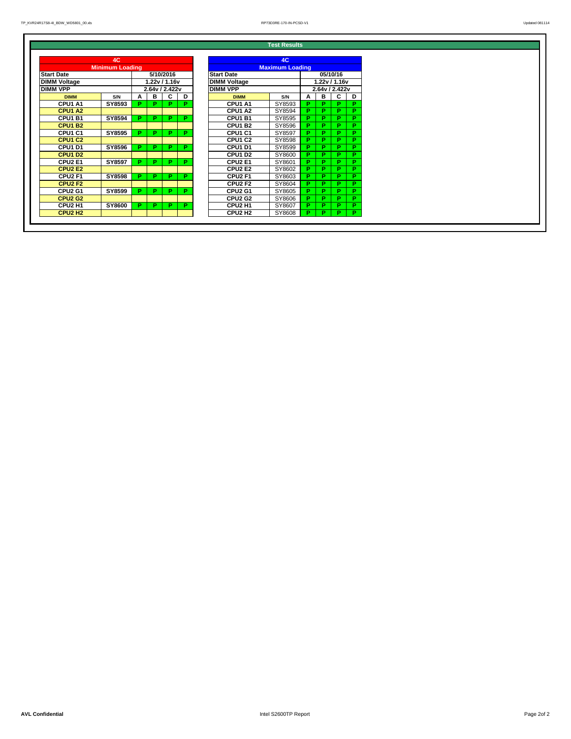## Test Results

| 4C Minimum Loading | | | | | |
|---|---|---|---|---|---|
| **Start Date** | | 5/10/2016 | | | |
| **DIMM Voltage** | | 1.22v / 1.16v | | | |
| **DIMM VPP** | | 2.64v / 2.422v | | | |
| **DIMM** | **S/N** | **A** | **B** | **C** | **D** |
| CPU1 A1 | SY8593 | P | P | P | P |
| CPU1 A2 | | | | | |
| CPU1 B1 | SY8594 | P | P | P | P |
| CPU1 B2 | | | | | |
| CPU1 C1 | SY8595 | P | P | P | P |
| CPU1 C2 | | | | | |
| CPU1 D1 | SY8596 | P | P | P | P |
| CPU1 D2 | | | | | |
| CPU2 E1 | SY8597 | P | P | P | P |
| CPU2 E2 | | | | | |
| CPU2 F1 | SY8598 | P | P | P | P |
| CPU2 F2 | | | | | |
| CPU2 G1 | SY8599 | P | P | P | P |
| CPU2 G2 | | | | | |
| CPU2 H1 | SY8600 | P | P | P | P |
| CPU2 H2 | | | | | |

| 4C Maximum Loading | | | | | |
|---|---|---|---|---|---|
| **Start Date** | | 05/10/16 | | | |
| **DIMM Voltage** | | 1.22v / 1.16v | | | |
| **DIMM VPP** | | 2.64v / 2.422v | | | |
| **DIMM** | **S/N** | **A** | **B** | **C** | **D** |
| CPU1 A1 | SY8593 | P | P | P | P |
| CPU1 A2 | SY8594 | P | P | P | P |
| CPU1 B1 | SY8595 | P | P | P | P |
| CPU1 B2 | SY8596 | P | P | P | P |
| CPU1 C1 | SY8597 | P | P | P | P |
| CPU1 C2 | SY8598 | P | P | P | P |
| CPU1 D1 | SY8599 | P | P | P | P |
| CPU1 D2 | SY8600 | P | P | P | P |
| CPU2 E1 | SY8601 | P | P | P | P |
| CPU2 E2 | SY8602 | P | P | P | P |
| CPU2 F1 | SY8603 | P | P | P | P |
| CPU2 F2 | SY8604 | P | P | P | P |
| CPU2 G1 | SY8605 | P | P | P | P |
| CPU2 G2 | SY8606 | P | P | P | P |
| CPU2 H1 | SY8607 | P | P | P | P |
| CPU2 H2 | SY8608 | P | P | P | P |